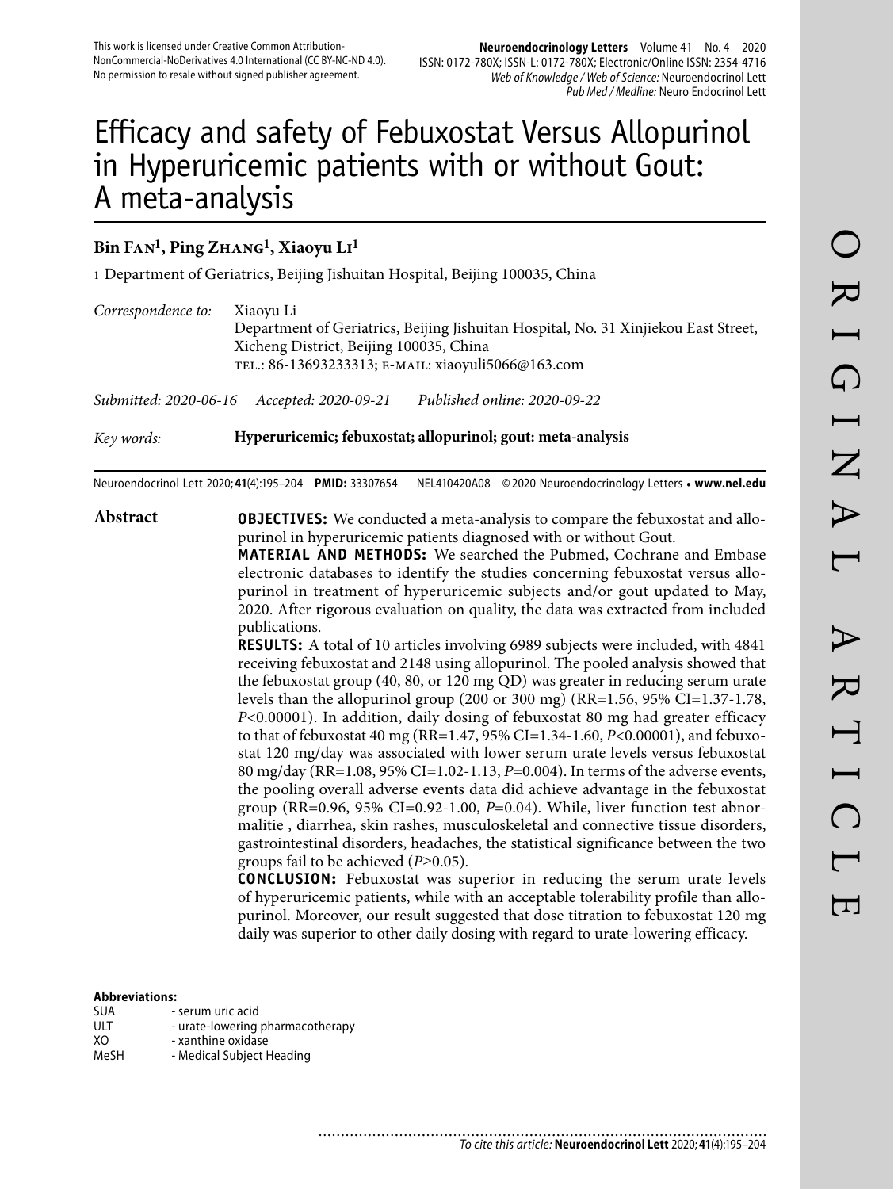This work is licensed under Creative Common Attribution-NonCommercial-NoDerivatives 4.0 International (CC BY-NC-ND 4.0). No permission to resale without signed publisher agreement.

# Efficacy and safety of Febuxostat Versus Allopurinol in Hyperuricemic patients with or without Gout: A meta-analysis

**Bin Fan[1], Ping Zhang[1], Xiaoyu Li[1]**

1 Department of Geriatrics, Beijing Jishuitan Hospital, Beijing 100035, China

*Correspondence to:* Xiaoyu Li
Department of Geriatrics, Beijing Jishuitan Hospital, No. 31 Xinjiekou East Street, Xicheng District, Beijing 100035, China
tel.: 86-13693233313; e-mail: xiaoyuli5066@163.com

*Submitted: 2020-06-16* *Accepted: 2020-09-21* *Published online: 2020-09-22*

*Key words:* **Hyperuricemic; febuxostat; allopurinol; gout: meta-analysis**

Neuroendocrinol Lett 2020; **41**(4):195–204 **PMID:** 33307654 NEL410420A08 © 2020 Neuroendocrinology Letters • **www.nel.edu**

## Abstract

**OBJECTIVES:** We conducted a meta-analysis to compare the febuxostat and allopurinol in hyperuricemic patients diagnosed with or without Gout.

**MATERIAL AND METHODS:** We searched the Pubmed, Cochrane and Embase electronic databases to identify the studies concerning febuxostat versus allopurinol in treatment of hyperuricemic subjects and/or gout updated to May, 2020. After rigorous evaluation on quality, the data was extracted from included publications.

**RESULTS:** A total of 10 articles involving 6989 subjects were included, with 4841 receiving febuxostat and 2148 using allopurinol. The pooled analysis showed that the febuxostat group (40, 80, or 120 mg QD) was greater in reducing serum urate levels than the allopurinol group (200 or 300 mg) (RR=1.56, 95% CI=1.37-1.78, $P<0.00001$). In addition, daily dosing of febuxostat 80 mg had greater efficacy to that of febuxostat 40 mg (RR=1.47, 95% CI=1.34-1.60, $P<0.00001$), and febuxostat 120 mg/day was associated with lower serum urate levels versus febuxostat 80 mg/day (RR=1.08, 95% CI=1.02-1.13, $P=0.004$). In terms of the adverse events, the pooling overall adverse events data did achieve advantage in the febuxostat group (RR=0.96, 95% CI=0.92-1.00, $P=0.04$). While, liver function test abnormalitie , diarrhea, skin rashes, musculoskeletal and connective tissue disorders, gastrointestinal disorders, headaches, the statistical significance between the two groups fail to be achieved ($P\geq0.05$).

**CONCLUSION:** Febuxostat was superior in reducing the serum urate levels of hyperuricemic patients, while with an acceptable tolerability profile than allopurinol. Moreover, our result suggested that dose titration to febuxostat 120 mg daily was superior to other daily dosing with regard to urate-lowering efficacy.

**Abbreviations:**

| | |
|---|---|
| SUA | - serum uric acid |
| ULT | - urate-lowering pharmacotherapy |
| XO | - xanthine oxidase |
| MeSH | - Medical Subject Heading |

*To cite this article:* **Neuroendocrinol Lett** 2020; **41**(4):195–204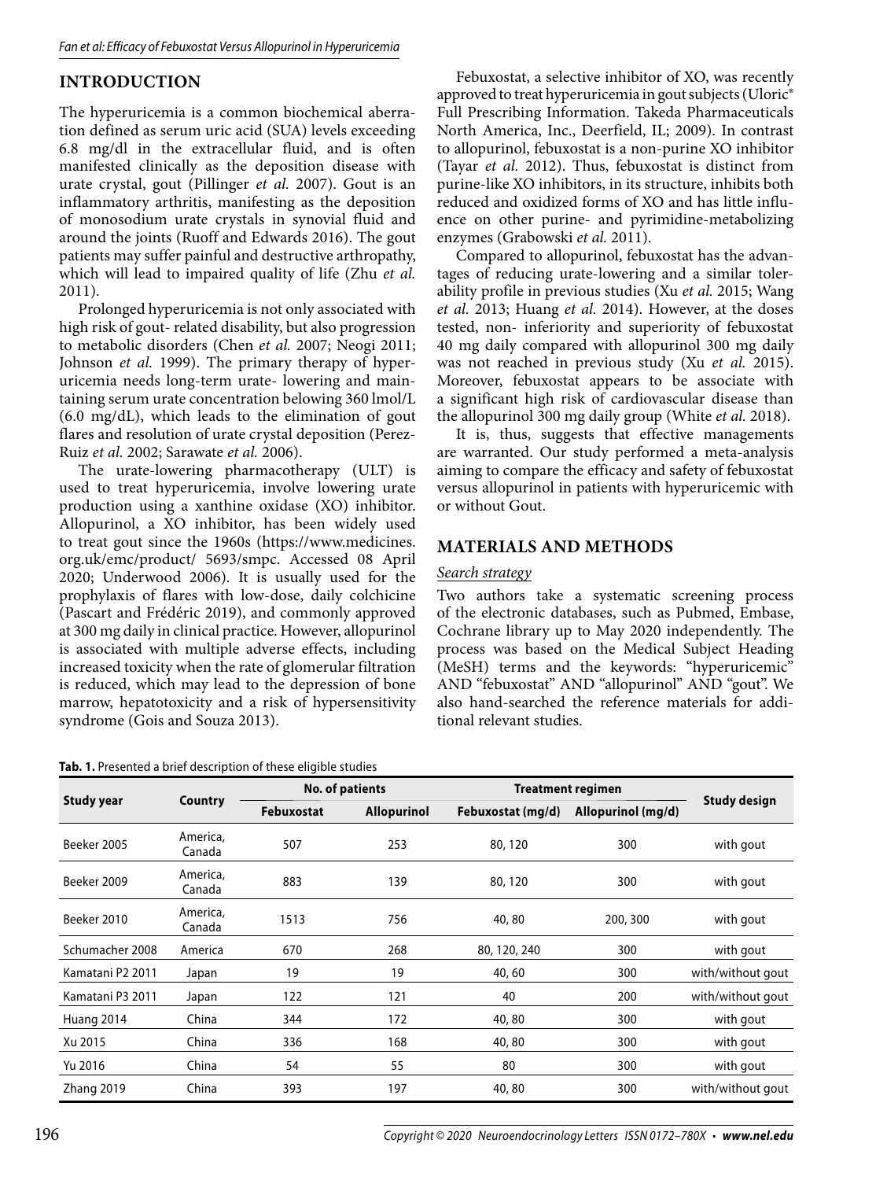## INTRODUCTION

The hyperuricemia is a common biochemical aberration defined as serum uric acid (SUA) levels exceeding 6.8 mg/dl in the extracellular fluid, and is often manifested clinically as the deposition disease with urate crystal, gout (Pillinger *et al.* 2007). Gout is an inflammatory arthritis, manifesting as the deposition of monosodium urate crystals in synovial fluid and around the joints (Ruoff and Edwards 2016). The gout patients may suffer painful and destructive arthropathy, which will lead to impaired quality of life (Zhu *et al.* 2011).

Prolonged hyperuricemia is not only associated with high risk of gout- related disability, but also progression to metabolic disorders (Chen *et al.* 2007; Neogi 2011; Johnson *et al.* 1999). The primary therapy of hyperuricemia needs long-term urate- lowering and maintaining serum urate concentration belowing 360 lmol/L (6.0 mg/dL), which leads to the elimination of gout flares and resolution of urate crystal deposition (Perez-Ruiz *et al.* 2002; Sarawate *et al.* 2006).

The urate-lowering pharmacotherapy (ULT) is used to treat hyperuricemia, involve lowering urate production using a xanthine oxidase (XO) inhibitor. Allopurinol, a XO inhibitor, has been widely used to treat gout since the 1960s (https://www.medicines.org.uk/emc/product/ 5693/smpc. Accessed 08 April 2020; Underwood 2006). It is usually used for the prophylaxis of flares with low-dose, daily colchicine (Pascart and Frédéric 2019), and commonly approved at 300 mg daily in clinical practice. However, allopurinol is associated with multiple adverse effects, including increased toxicity when the rate of glomerular filtration is reduced, which may lead to the depression of bone marrow, hepatotoxicity and a risk of hypersensitivity syndrome (Gois and Souza 2013).

Febuxostat, a selective inhibitor of XO, was recently approved to treat hyperuricemia in gout subjects (Uloric® Full Prescribing Information. Takeda Pharmaceuticals North America, Inc., Deerfield, IL; 2009). In contrast to allopurinol, febuxostat is a non-purine XO inhibitor (Tayar *et al.* 2012). Thus, febuxostat is distinct from purine-like XO inhibitors, in its structure, inhibits both reduced and oxidized forms of XO and has little influence on other purine- and pyrimidine-metabolizing enzymes (Grabowski *et al.* 2011).

Compared to allopurinol, febuxostat has the advantages of reducing urate-lowering and a similar tolerability profile in previous studies (Xu *et al.* 2015; Wang *et al.* 2013; Huang *et al.* 2014). However, at the doses tested, non- inferiority and superiority of febuxostat 40 mg daily compared with allopurinol 300 mg daily was not reached in previous study (Xu *et al.* 2015). Moreover, febuxostat appears to be associate with a significant high risk of cardiovascular disease than the allopurinol 300 mg daily group (White *et al.* 2018).

It is, thus, suggests that effective managements are warranted. Our study performed a meta-analysis aiming to compare the efficacy and safety of febuxostat versus allopurinol in patients with hyperuricemic with or without Gout.

## MATERIALS AND METHODS

### Search strategy

Two authors take a systematic screening process of the electronic databases, such as Pubmed, Embase, Cochrane library up to May 2020 independently. The process was based on the Medical Subject Heading (MeSH) terms and the keywords: "hyperuricemic" AND "febuxostat" AND "allopurinol" AND "gout". We also hand-searched the reference materials for additional relevant studies.

**Tab. 1.** Presented a brief description of these eligible studies

| Study year | Country | No. of patients | | Treatment regimen | | Study design |
|---|---|---|---|---|---|---|
| | | Febuxostat | Allopurinol | Febuxostat (mg/d) | Allopurinol (mg/d) | |
| Beeker 2005 | America, Canada | 507 | 253 | 80, 120 | 300 | with gout |
| Beeker 2009 | America, Canada | 883 | 139 | 80, 120 | 300 | with gout |
| Beeker 2010 | America, Canada | 1513 | 756 | 40, 80 | 200, 300 | with gout |
| Schumacher 2008 | America | 670 | 268 | 80, 120, 240 | 300 | with gout |
| Kamatani P2 2011 | Japan | 19 | 19 | 40, 60 | 300 | with/without gout |
| Kamatani P3 2011 | Japan | 122 | 121 | 40 | 200 | with/without gout |
| Huang 2014 | China | 344 | 172 | 40, 80 | 300 | with gout |
| Xu 2015 | China | 336 | 168 | 40, 80 | 300 | with gout |
| Yu 2016 | China | 54 | 55 | 80 | 300 | with gout |
| Zhang 2019 | China | 393 | 197 | 40, 80 | 300 | with/without gout |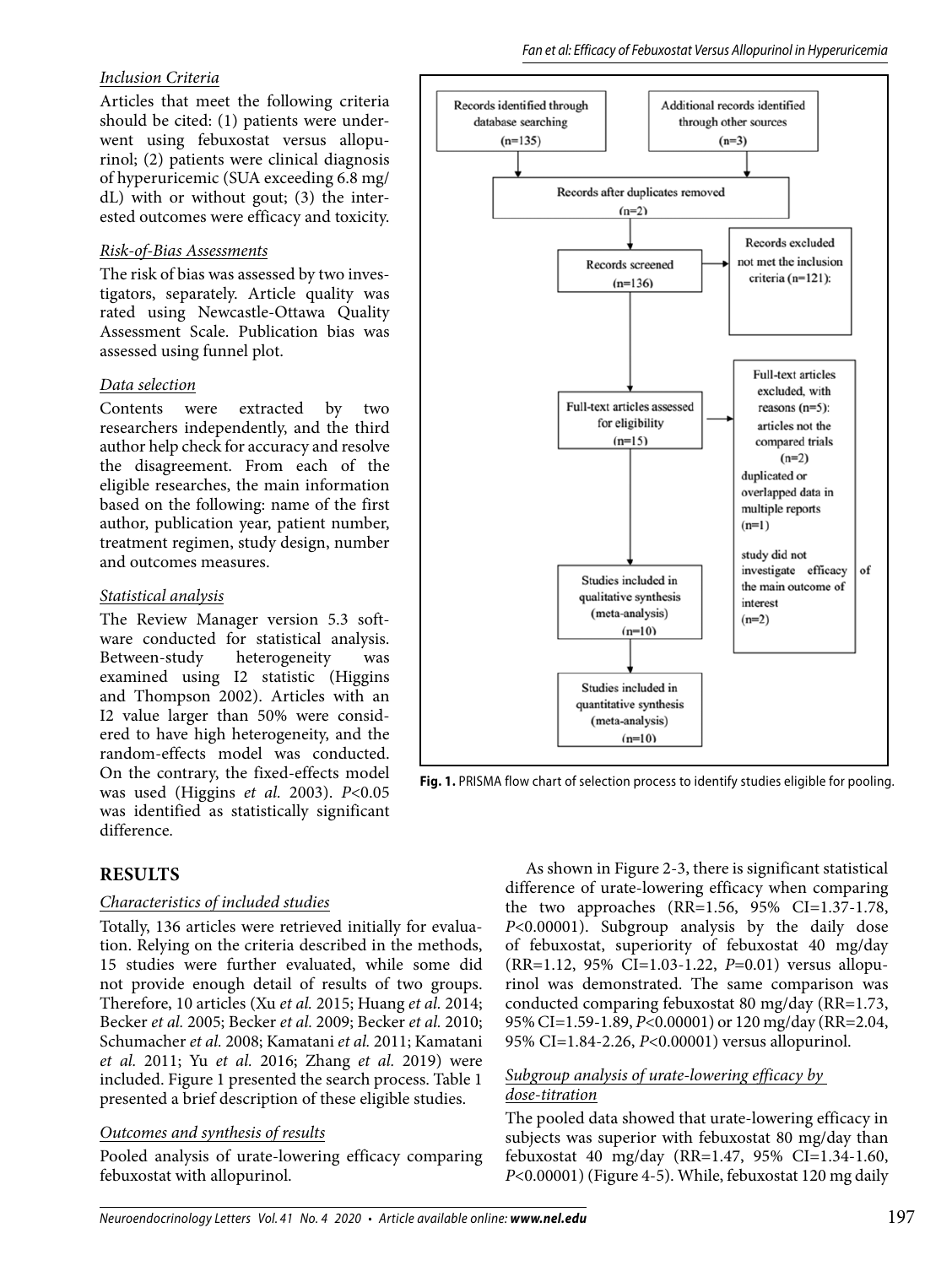*Inclusion Criteria*

Articles that meet the following criteria should be cited: (1) patients were underwent using febuxostat versus allopurinol; (2) patients were clinical diagnosis of hyperuricemic (SUA exceeding 6.8 mg/dL) with or without gout; (3) the interested outcomes were efficacy and toxicity.

*Risk-of-Bias Assessments*

The risk of bias was assessed by two investigators, separately. Article quality was rated using Newcastle-Ottawa Quality Assessment Scale. Publication bias was assessed using funnel plot.

*Data selection*

Contents were extracted by two researchers independently, and the third author help check for accuracy and resolve the disagreement. From each of the eligible researches, the main information based on the following: name of the first author, publication year, patient number, treatment regimen, study design, number and outcomes measures.

*Statistical analysis*

The Review Manager version 5.3 software conducted for statistical analysis. Between-study heterogeneity was examined using I2 statistic (Higgins and Thompson 2002). Articles with an I2 value larger than 50% were considered to have high heterogeneity, and the random-effects model was conducted. On the contrary, the fixed-effects model was used (Higgins *et al.* 2003). *P*<0.05 was identified as statistically significant difference.

Records identified through database searching (n=135)

Additional records identified through other sources (n=3)

Records after duplicates removed (n=2)

Records screened (n=136)

Records excluded not met the inclusion criteria (n=121):

Full-text articles assessed for eligibility (n=15)

Full-text articles excluded, with reasons (n=5): articles not the compared trials (n=2) duplicated or overlapped data in multiple reports (n=1) study did not investigate efficacy of the main outcome of interest (n=2)

Studies included in qualitative synthesis (meta-analysis) (n=10)

Studies included in quantitative synthesis (meta-analysis) (n=10)

**Fig. 1.** PRISMA flow chart of selection process to identify studies eligible for pooling.

## RESULTS

*Characteristics of included studies*

Totally, 136 articles were retrieved initially for evaluation. Relying on the criteria described in the methods, 15 studies were further evaluated, while some did not provide enough detail of results of two groups. Therefore, 10 articles (Xu *et al.* 2015; Huang *et al.* 2014; Becker *et al.* 2005; Becker *et al.* 2009; Becker *et al.* 2010; Schumacher *et al.* 2008; Kamatani *et al.* 2011; Kamatani *et al.* 2011; Yu *et al.* 2016; Zhang *et al.* 2019) were included. Figure 1 presented the search process. Table 1 presented a brief description of these eligible studies.

*Outcomes and synthesis of results*

Pooled analysis of urate-lowering efficacy comparing febuxostat with allopurinol.

As shown in Figure 2-3, there is significant statistical difference of urate-lowering efficacy when comparing the two approaches (RR=1.56, 95% CI=1.37-1.78, *P*<0.00001). Subgroup analysis by the daily dose of febuxostat, superiority of febuxostat 40 mg/day (RR=1.12, 95% CI=1.03-1.22, *P*=0.01) versus allopurinol was demonstrated. The same comparison was conducted comparing febuxostat 80 mg/day (RR=1.73, 95% CI=1.59-1.89, *P*<0.00001) or 120 mg/day (RR=2.04, 95% CI=1.84-2.26, *P*<0.00001) versus allopurinol.

*Subgroup analysis of urate-lowering efficacy by dose-titration*

The pooled data showed that urate-lowering efficacy in subjects was superior with febuxostat 80 mg/day than febuxostat 40 mg/day (RR=1.47, 95% CI=1.34-1.60, *P*<0.00001) (Figure 4-5). While, febuxostat 120 mg daily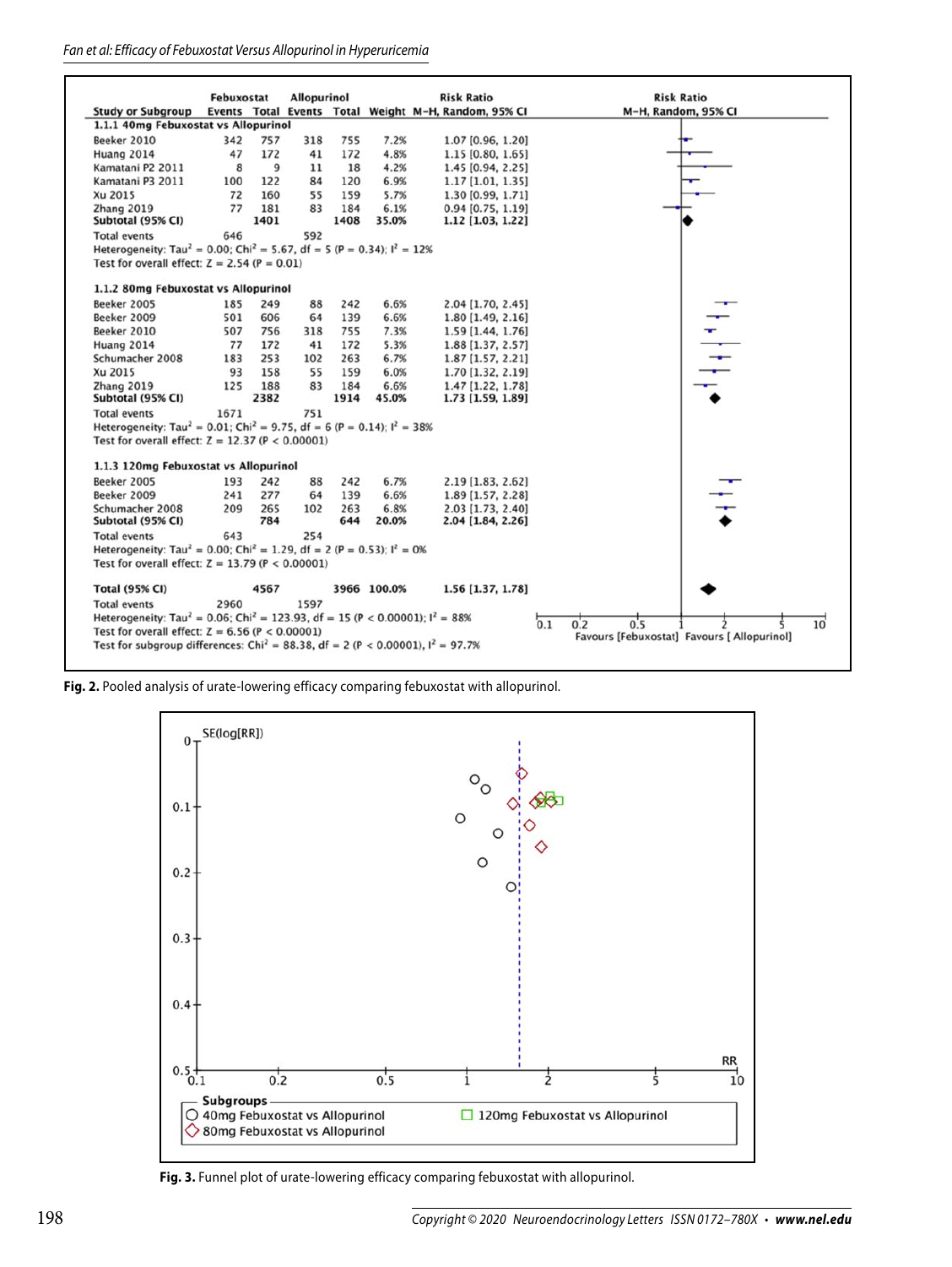| Study or Subgroup | Febuxostat Events | Febuxostat Total | Allopurinol Events | Allopurinol Total | Weight | Risk Ratio M-H, Random, 95% CI |
|---|---|---|---|---|---|---|
| **1.1.1 40mg Febuxostat vs Allopurinol** | | | | | | |
| Beeker 2010 | 342 | 757 | 318 | 755 | 7.2% | 1.07 [0.96, 1.20] |
| Huang 2014 | 47 | 172 | 41 | 172 | 4.8% | 1.15 [0.80, 1.65] |
| Kamatani P2 2011 | 8 | 9 | 11 | 18 | 4.2% | 1.45 [0.94, 2.25] |
| Kamatani P3 2011 | 100 | 122 | 84 | 120 | 6.9% | 1.17 [1.01, 1.35] |
| Xu 2015 | 72 | 160 | 55 | 159 | 5.7% | 1.30 [0.99, 1.71] |
| Zhang 2019 | 77 | 181 | 83 | 184 | 6.1% | 0.94 [0.75, 1.19] |
| **Subtotal (95% CI)** | | **1401** | | **1408** | **35.0%** | **1.12 [1.03, 1.22]** |
| Total events | 646 | | 592 | | | |
| Heterogeneity: $Tau^2 = 0.00$; $Chi^2 = 5.67$, df = 5 ($P = 0.34$); $I^2 = 12\%$ | | | | | | |
| Test for overall effect: $Z = 2.54$ ($P = 0.01$) | | | | | | |
| **1.1.2 80mg Febuxostat vs Allopurinol** | | | | | | |
| Beeker 2005 | 185 | 249 | 88 | 242 | 6.6% | 2.04 [1.70, 2.45] |
| Beeker 2009 | 501 | 606 | 64 | 139 | 6.6% | 1.80 [1.49, 2.16] |
| Beeker 2010 | 507 | 756 | 318 | 755 | 7.3% | 1.59 [1.44, 1.76] |
| Huang 2014 | 77 | 172 | 41 | 172 | 5.3% | 1.88 [1.37, 2.57] |
| Schumacher 2008 | 183 | 253 | 102 | 263 | 6.7% | 1.87 [1.57, 2.21] |
| Xu 2015 | 93 | 158 | 55 | 159 | 6.0% | 1.70 [1.32, 2.19] |
| Zhang 2019 | 125 | 188 | 83 | 184 | 6.6% | 1.47 [1.22, 1.78] |
| **Subtotal (95% CI)** | | **2382** | | **1914** | **45.0%** | **1.73 [1.59, 1.89]** |
| Total events | 1671 | | 751 | | | |
| Heterogeneity: $Tau^2 = 0.01$; $Chi^2 = 9.75$, df = 6 ($P = 0.14$); $I^2 = 38\%$ | | | | | | |
| Test for overall effect: $Z = 12.37$ ($P < 0.00001$) | | | | | | |
| **1.1.3 120mg Febuxostat vs Allopurinol** | | | | | | |
| Beeker 2005 | 193 | 242 | 88 | 242 | 6.7% | 2.19 [1.83, 2.62] |
| Beeker 2009 | 241 | 277 | 64 | 139 | 6.6% | 1.89 [1.57, 2.28] |
| Schumacher 2008 | 209 | 265 | 102 | 263 | 6.8% | 2.03 [1.73, 2.40] |
| **Subtotal (95% CI)** | | **784** | | **644** | **20.0%** | **2.04 [1.84, 2.26]** |
| Total events | 643 | | 254 | | | |
| Heterogeneity: $Tau^2 = 0.00$; $Chi^2 = 1.29$, df = 2 ($P = 0.53$); $I^2 = 0\%$ | | | | | | |
| Test for overall effect: $Z = 13.79$ ($P < 0.00001$) | | | | | | |
| **Total (95% CI)** | | **4567** | | **3966** | **100.0%** | **1.56 [1.37, 1.78]** |
| Total events | 2960 | | 1597 | | | |
| Heterogeneity: $Tau^2 = 0.06$; $Chi^2 = 123.93$, df = 15 ($P < 0.00001$); $I^2 = 88\%$ | | | | | | |
| Test for overall effect: $Z = 6.56$ ($P < 0.00001$) | | | | | | |
| Test for subgroup differences: $Chi^2 = 88.38$, df = 2 ($P < 0.00001$), $I^2 = 97.7\%$ | | | | | | |

Favours [Febuxostat] Favours [Allopurinol]

**Fig. 2.** Pooled analysis of urate-lowering efficacy comparing febuxostat with allopurinol.

**Fig. 3.** Funnel plot of urate-lowering efficacy comparing febuxostat with allopurinol.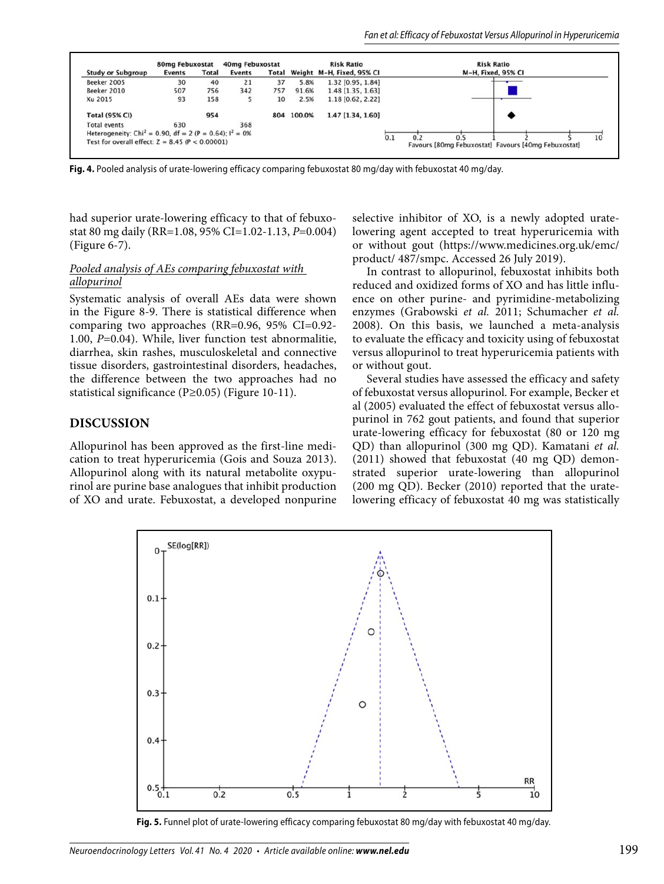| Study or Subgroup | 80mg Febuxostat Events | 80mg Febuxostat Total | 40mg Febuxostat Events | 40mg Febuxostat Total | Weight | Risk Ratio M-H, Fixed, 95% CI |
|---|---|---|---|---|---|---|
| Beeker 2005 | 30 | 40 | 21 | 37 | 5.8% | 1.32 [0.95, 1.84] |
| Beeker 2010 | 507 | 756 | 342 | 757 | 91.6% | 1.48 [1.35, 1.63] |
| Xu 2015 | 93 | 158 | 5 | 10 | 2.5% | 1.18 [0.62, 2.22] |
| **Total (95% CI)** | | 954 | | 804 | 100.0% | 1.47 [1.34, 1.60] |
| Total events | 630 | | 368 | | | |

Heterogeneity: $Chi^2 = 0.90$, $df = 2$ ($P = 0.64$); $I^2 = 0\%$
Test for overall effect: $Z = 8.45$ ($P < 0.00001$)

Favours [80mg Febuxostat] Favours [40mg Febuxostat]

**Fig. 4.** Pooled analysis of urate-lowering efficacy comparing febuxostat 80 mg/day with febuxostat 40 mg/day.

had superior urate-lowering efficacy to that of febuxostat 80 mg daily (RR=1.08, 95% CI=1.02-1.13, *P*=0.004) (Figure 6-7).

### *Pooled analysis of AEs comparing febuxostat with allopurinol*

Systematic analysis of overall AEs data were shown in the Figure 8-9. There is statistical difference when comparing two approaches (RR=0.96, 95% CI=0.92-1.00, *P*=0.04). While, liver function test abnormalitie, diarrhea, skin rashes, musculoskeletal and connective tissue disorders, gastrointestinal disorders, headaches, the difference between the two approaches had no statistical significance (P≥0.05) (Figure 10-11).

## DISCUSSION

Allopurinol has been approved as the first-line medication to treat hyperuricemia (Gois and Souza 2013). Allopurinol along with its natural metabolite oxypurinol are purine base analogues that inhibit production of XO and urate. Febuxostat, a developed nonpurine selective inhibitor of XO, is a newly adopted urate-lowering agent accepted to treat hyperuricemia with or without gout (https://www.medicines.org.uk/emc/product/ 487/smpc. Accessed 26 July 2019).

In contrast to allopurinol, febuxostat inhibits both reduced and oxidized forms of XO and has little influence on other purine- and pyrimidine-metabolizing enzymes (Grabowski *et al.* 2011; Schumacher *et al.* 2008). On this basis, we launched a meta-analysis to evaluate the efficacy and toxicity using of febuxostat versus allopurinol to treat hyperuricemia patients with or without gout.

Several studies have assessed the efficacy and safety of febuxostat versus allopurinol. For example, Becker et al (2005) evaluated the effect of febuxostat versus allopurinol in 762 gout patients, and found that superior urate-lowering efficacy for febuxostat (80 or 120 mg QD) than allopurinol (300 mg QD). Kamatani *et al.* (2011) showed that febuxostat (40 mg QD) demonstrated superior urate-lowering than allopurinol (200 mg QD). Becker (2010) reported that the urate-lowering efficacy of febuxostat 40 mg was statistically

**Fig. 5.** Funnel plot of urate-lowering efficacy comparing febuxostat 80 mg/day with febuxostat 40 mg/day.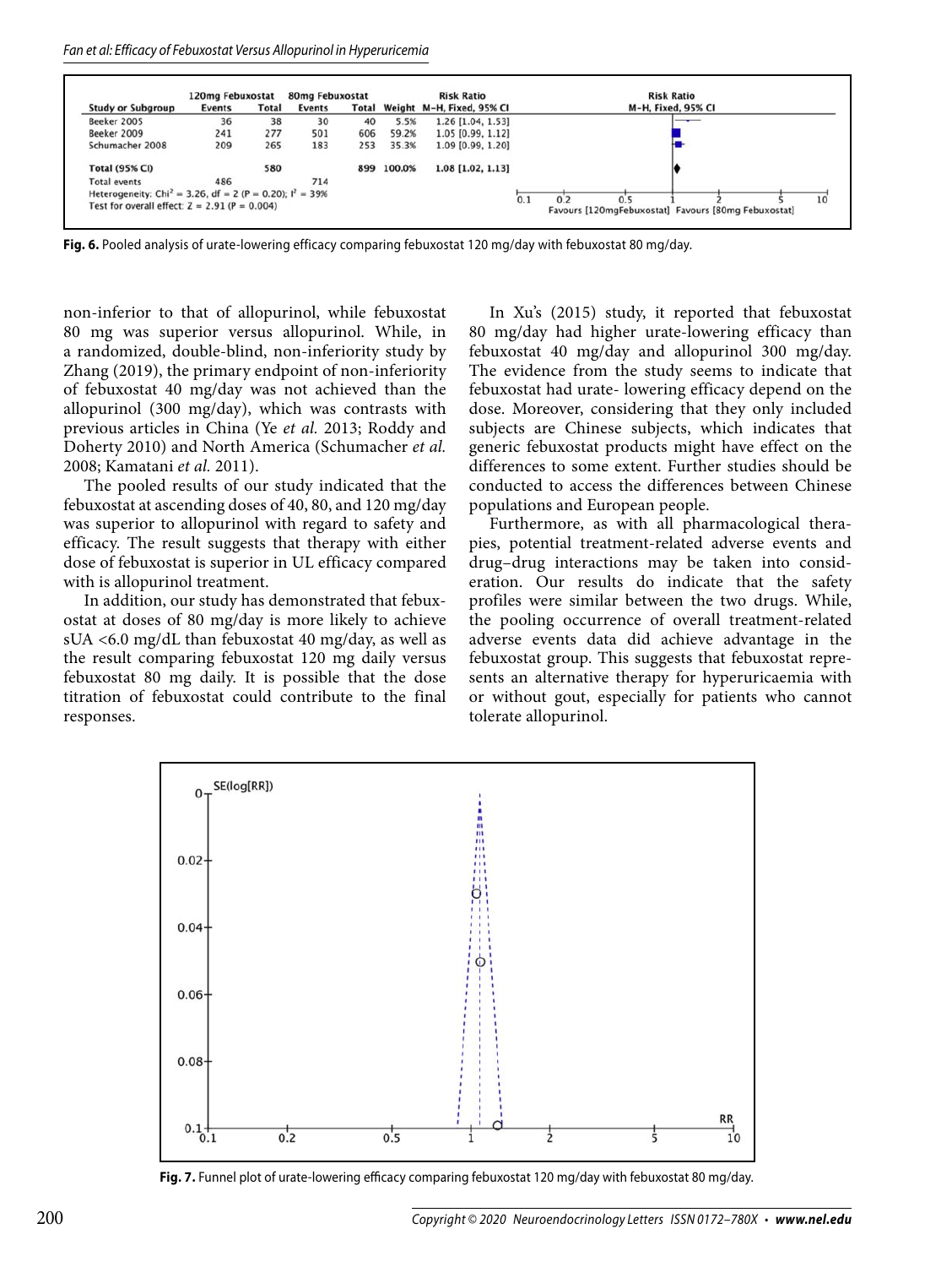| Study or Subgroup | 120mg Febuxostat Events | 120mg Febuxostat Total | 80mg Febuxostat Events | 80mg Febuxostat Total | Weight | Risk Ratio M-H, Fixed, 95% CI |
|---|---|---|---|---|---|---|
| Beeker 2005 | 36 | 38 | 30 | 40 | 5.5% | 1.26 [1.04, 1.53] |
| Beeker 2009 | 241 | 277 | 501 | 606 | 59.2% | 1.05 [0.99, 1.12] |
| Schumacher 2008 | 209 | 265 | 183 | 253 | 35.3% | 1.09 [0.99, 1.20] |
| **Total (95% CI)** | | **580** | | **899** | **100.0%** | **1.08 [1.02, 1.13]** |
| Total events | 486 | | 714 | | | |

Heterogeneity: $Chi^2 = 3.26$, $df = 2$ ($P = 0.20$); $I^2 = 39\%$
Test for overall effect: $Z = 2.91$ ($P = 0.004$)

Favours [120mgFebuxostat] Favours [80mg Febuxostat]

**Fig. 6.** Pooled analysis of urate-lowering efficacy comparing febuxostat 120 mg/day with febuxostat 80 mg/day.

non-inferior to that of allopurinol, while febuxostat 80 mg was superior versus allopurinol. While, in a randomized, double-blind, non-inferiority study by Zhang (2019), the primary endpoint of non-inferiority of febuxostat 40 mg/day was not achieved than the allopurinol (300 mg/day), which was contrasts with previous articles in China (Ye *et al.* 2013; Roddy and Doherty 2010) and North America (Schumacher *et al.* 2008; Kamatani *et al.* 2011).

The pooled results of our study indicated that the febuxostat at ascending doses of 40, 80, and 120 mg/day was superior to allopurinol with regard to safety and efficacy. The result suggests that therapy with either dose of febuxostat is superior in UL efficacy compared with is allopurinol treatment.

In addition, our study has demonstrated that febuxostat at doses of 80 mg/day is more likely to achieve sUA <6.0 mg/dL than febuxostat 40 mg/day, as well as the result comparing febuxostat 120 mg daily versus febuxostat 80 mg daily. It is possible that the dose titration of febuxostat could contribute to the final responses.

In Xu's (2015) study, it reported that febuxostat 80 mg/day had higher urate-lowering efficacy than febuxostat 40 mg/day and allopurinol 300 mg/day. The evidence from the study seems to indicate that febuxostat had urate- lowering efficacy depend on the dose. Moreover, considering that they only included subjects are Chinese subjects, which indicates that generic febuxostat products might have effect on the differences to some extent. Further studies should be conducted to access the differences between Chinese populations and European people.

Furthermore, as with all pharmacological therapies, potential treatment-related adverse events and drug–drug interactions may be taken into consideration. Our results do indicate that the safety profiles were similar between the two drugs. While, the pooling occurrence of overall treatment-related adverse events data did achieve advantage in the febuxostat group. This suggests that febuxostat represents an alternative therapy for hyperuricaemia with or without gout, especially for patients who cannot tolerate allopurinol.

**Fig. 7.** Funnel plot of urate-lowering efficacy comparing febuxostat 120 mg/day with febuxostat 80 mg/day.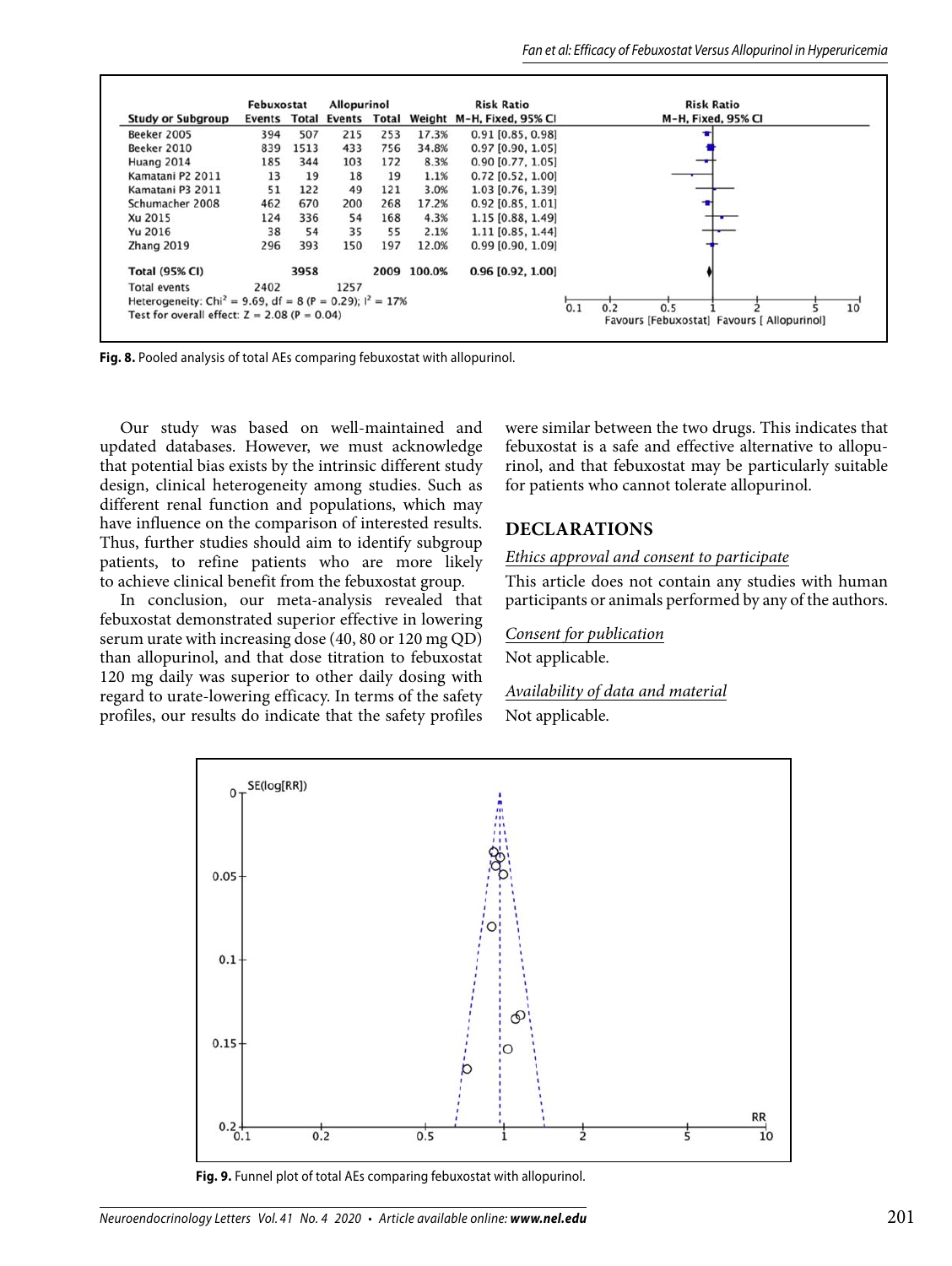| Study or Subgroup | Febuxostat Events | Febuxostat Total | Allopurinol Events | Allopurinol Total | Weight | Risk Ratio M-H, Fixed, 95% CI |
|---|---|---|---|---|---|---|
| Beeker 2005 | 394 | 507 | 215 | 253 | 17.3% | 0.91 [0.85, 0.98] |
| Beeker 2010 | 839 | 1513 | 433 | 756 | 34.8% | 0.97 [0.90, 1.05] |
| Huang 2014 | 185 | 344 | 103 | 172 | 8.3% | 0.90 [0.77, 1.05] |
| Kamatani P2 2011 | 13 | 19 | 18 | 19 | 1.1% | 0.72 [0.52, 1.00] |
| Kamatani P3 2011 | 51 | 122 | 49 | 121 | 3.0% | 1.03 [0.76, 1.39] |
| Schumacher 2008 | 462 | 670 | 200 | 268 | 17.2% | 0.92 [0.85, 1.01] |
| Xu 2015 | 124 | 336 | 54 | 168 | 4.3% | 1.15 [0.88, 1.49] |
| Yu 2016 | 38 | 54 | 35 | 55 | 2.1% | 1.11 [0.85, 1.44] |
| Zhang 2019 | 296 | 393 | 150 | 197 | 12.0% | 0.99 [0.90, 1.09] |
| **Total (95% CI)** | | 3958 | | 2009 | 100.0% | 0.96 [0.92, 1.00] |
| Total events | 2402 | | 1257 | | | |

Heterogeneity: $Chi^2 = 9.69$, df = 8 (P = 0.29); $I^2 = 17\%$
Test for overall effect: Z = 2.08 (P = 0.04)

Favours [Febuxostat] Favours [ Allopurinol]

**Fig. 8.** Pooled analysis of total AEs comparing febuxostat with allopurinol.

Our study was based on well-maintained and updated databases. However, we must acknowledge that potential bias exists by the intrinsic different study design, clinical heterogeneity among studies. Such as different renal function and populations, which may have influence on the comparison of interested results. Thus, further studies should aim to identify subgroup patients, to refine patients who are more likely to achieve clinical benefit from the febuxostat group.

In conclusion, our meta-analysis revealed that febuxostat demonstrated superior effective in lowering serum urate with increasing dose (40, 80 or 120 mg QD) than allopurinol, and that dose titration to febuxostat 120 mg daily was superior to other daily dosing with regard to urate-lowering efficacy. In terms of the safety profiles, our results do indicate that the safety profiles were similar between the two drugs. This indicates that febuxostat is a safe and effective alternative to allopurinol, and that febuxostat may be particularly suitable for patients who cannot tolerate allopurinol.

## DECLARATIONS

*Ethics approval and consent to participate*

This article does not contain any studies with human participants or animals performed by any of the authors.

*Consent for publication*

Not applicable.

*Availability of data and material*

Not applicable.

**Fig. 9.** Funnel plot of total AEs comparing febuxostat with allopurinol.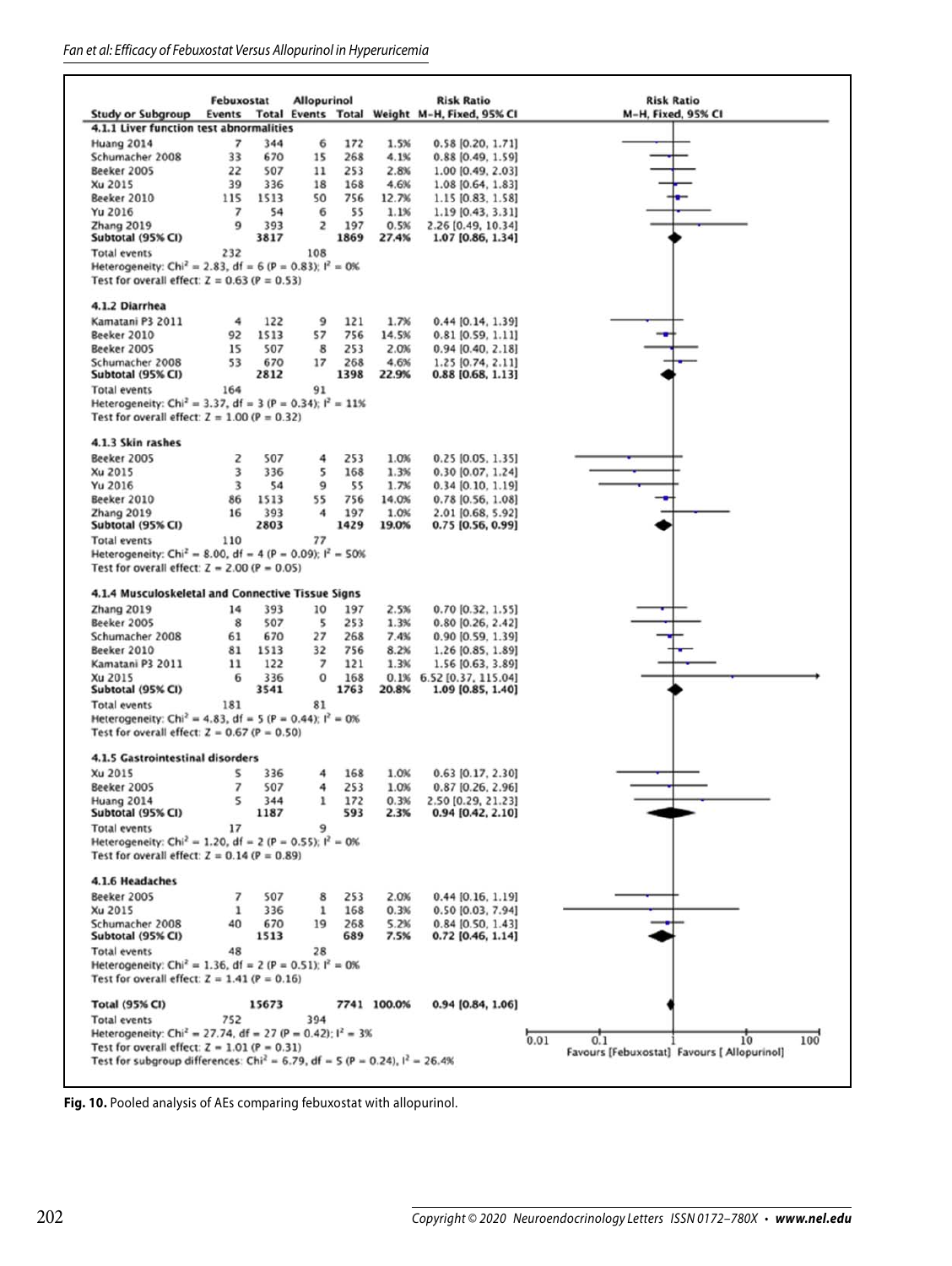| Study or Subgroup | Febuxostat Events | Febuxostat Total | Allopurinol Events | Allopurinol Total | Weight | Risk Ratio M-H, Fixed, 95% CI |
|---|---|---|---|---|---|---|
| **4.1.1 Liver function test abnormalities** | | | | | | |
| Huang 2014 | 7 | 344 | 6 | 172 | 1.5% | 0.58 [0.20, 1.71] |
| Schumacher 2008 | 33 | 670 | 15 | 268 | 4.1% | 0.88 [0.49, 1.59] |
| Beeker 2005 | 22 | 507 | 11 | 253 | 2.8% | 1.00 [0.49, 2.03] |
| Xu 2015 | 39 | 336 | 18 | 168 | 4.6% | 1.08 [0.64, 1.83] |
| Beeker 2010 | 115 | 1513 | 50 | 756 | 12.7% | 1.15 [0.83, 1.58] |
| Yu 2016 | 7 | 54 | 6 | 55 | 1.1% | 1.19 [0.43, 3.31] |
| Zhang 2019 | 9 | 393 | 2 | 197 | 0.5% | 2.26 [0.49, 10.34] |
| **Subtotal (95% CI)** | | **3817** | | **1869** | **27.4%** | **1.07 [0.86, 1.34]** |
| Total events | 232 | | 108 | | | |
| Heterogeneity: $Chi^2 = 2.83$, $df = 6$ ($P = 0.83$); $I^2 = 0\%$ | | | | | | |
| Test for overall effect: $Z = 0.63$ ($P = 0.53$) | | | | | | |
| **4.1.2 Diarrhea** | | | | | | |
| Kamatani P3 2011 | 4 | 122 | 9 | 121 | 1.7% | 0.44 [0.14, 1.39] |
| Beeker 2010 | 92 | 1513 | 57 | 756 | 14.5% | 0.81 [0.59, 1.11] |
| Beeker 2005 | 15 | 507 | 8 | 253 | 2.0% | 0.94 [0.40, 2.18] |
| Schumacher 2008 | 53 | 670 | 17 | 268 | 4.6% | 1.25 [0.74, 2.11] |
| **Subtotal (95% CI)** | | **2812** | | **1398** | **22.9%** | **0.88 [0.68, 1.13]** |
| Total events | 164 | | 91 | | | |
| Heterogeneity: $Chi^2 = 3.37$, $df = 3$ ($P = 0.34$); $I^2 = 11\%$ | | | | | | |
| Test for overall effect: $Z = 1.00$ ($P = 0.32$) | | | | | | |
| **4.1.3 Skin rashes** | | | | | | |
| Beeker 2005 | 2 | 507 | 4 | 253 | 1.0% | 0.25 [0.05, 1.35] |
| Xu 2015 | 3 | 336 | 5 | 168 | 1.3% | 0.30 [0.07, 1.24] |
| Yu 2016 | 3 | 54 | 9 | 55 | 1.7% | 0.34 [0.10, 1.19] |
| Beeker 2010 | 86 | 1513 | 55 | 756 | 14.0% | 0.78 [0.56, 1.08] |
| Zhang 2019 | 16 | 393 | 4 | 197 | 1.0% | 2.01 [0.68, 5.92] |
| **Subtotal (95% CI)** | | **2803** | | **1429** | **19.0%** | **0.75 [0.56, 0.99]** |
| Total events | 110 | | 77 | | | |
| Heterogeneity: $Chi^2 = 8.00$, $df = 4$ ($P = 0.09$); $I^2 = 50\%$ | | | | | | |
| Test for overall effect: $Z = 2.00$ ($P = 0.05$) | | | | | | |
| **4.1.4 Musculoskeletal and Connective Tissue Signs** | | | | | | |
| Zhang 2019 | 14 | 393 | 10 | 197 | 2.5% | 0.70 [0.32, 1.55] |
| Beeker 2005 | 8 | 507 | 5 | 253 | 1.3% | 0.80 [0.26, 2.42] |
| Schumacher 2008 | 61 | 670 | 27 | 268 | 7.4% | 0.90 [0.59, 1.39] |
| Beeker 2010 | 81 | 1513 | 32 | 756 | 8.2% | 1.26 [0.85, 1.89] |
| Kamatani P3 2011 | 11 | 122 | 7 | 121 | 1.3% | 1.56 [0.63, 3.89] |
| Xu 2015 | 6 | 336 | 0 | 168 | 0.1% | 6.52 [0.37, 115.04] |
| **Subtotal (95% CI)** | | **3541** | | **1763** | **20.8%** | **1.09 [0.85, 1.40]** |
| Total events | 181 | | 81 | | | |
| Heterogeneity: $Chi^2 = 4.83$, $df = 5$ ($P = 0.44$); $I^2 = 0\%$ | | | | | | |
| Test for overall effect: $Z = 0.67$ ($P = 0.50$) | | | | | | |
| **4.1.5 Gastrointestinal disorders** | | | | | | |
| Xu 2015 | 5 | 336 | 4 | 168 | 1.0% | 0.63 [0.17, 2.30] |
| Beeker 2005 | 7 | 507 | 4 | 253 | 1.0% | 0.87 [0.26, 2.96] |
| Huang 2014 | 5 | 344 | 1 | 172 | 0.3% | 2.50 [0.29, 21.23] |
| **Subtotal (95% CI)** | | **1187** | | **593** | **2.3%** | **0.94 [0.42, 2.10]** |
| Total events | 17 | | 9 | | | |
| Heterogeneity: $Chi^2 = 1.20$, $df = 2$ ($P = 0.55$); $I^2 = 0\%$ | | | | | | |
| Test for overall effect: $Z = 0.14$ ($P = 0.89$) | | | | | | |
| **4.1.6 Headaches** | | | | | | |
| Beeker 2005 | 7 | 507 | 8 | 253 | 2.0% | 0.44 [0.16, 1.19] |
| Xu 2015 | 1 | 336 | 1 | 168 | 0.3% | 0.50 [0.03, 7.94] |
| Schumacher 2008 | 40 | 670 | 19 | 268 | 5.2% | 0.84 [0.50, 1.43] |
| **Subtotal (95% CI)** | | **1513** | | **689** | **7.5%** | **0.72 [0.46, 1.14]** |
| Total events | 48 | | 28 | | | |
| Heterogeneity: $Chi^2 = 1.36$, $df = 2$ ($P = 0.51$); $I^2 = 0\%$ | | | | | | |
| Test for overall effect: $Z = 1.41$ ($P = 0.16$) | | | | | | |
| **Total (95% CI)** | | **15673** | | **7741** | **100.0%** | **0.94 [0.84, 1.06]** |
| Total events | 752 | | 394 | | | |
| Heterogeneity: $Chi^2 = 27.74$, $df = 27$ ($P = 0.42$); $I^2 = 3\%$ | | | | | | |
| Test for overall effect: $Z = 1.01$ ($P = 0.31$) | | | | | | |
| Test for subgroup differences: $Chi^2 = 6.79$, $df = 5$ ($P = 0.24$), $I^2 = 26.4\%$ | | | | | | |

Risk Ratio M-H, Fixed, 95% CI — axis: 0.01, 0.1, 1, 10, 100; Favours [Febuxostat] Favours [Allopurinol]

**Fig. 10.** Pooled analysis of AEs comparing febuxostat with allopurinol.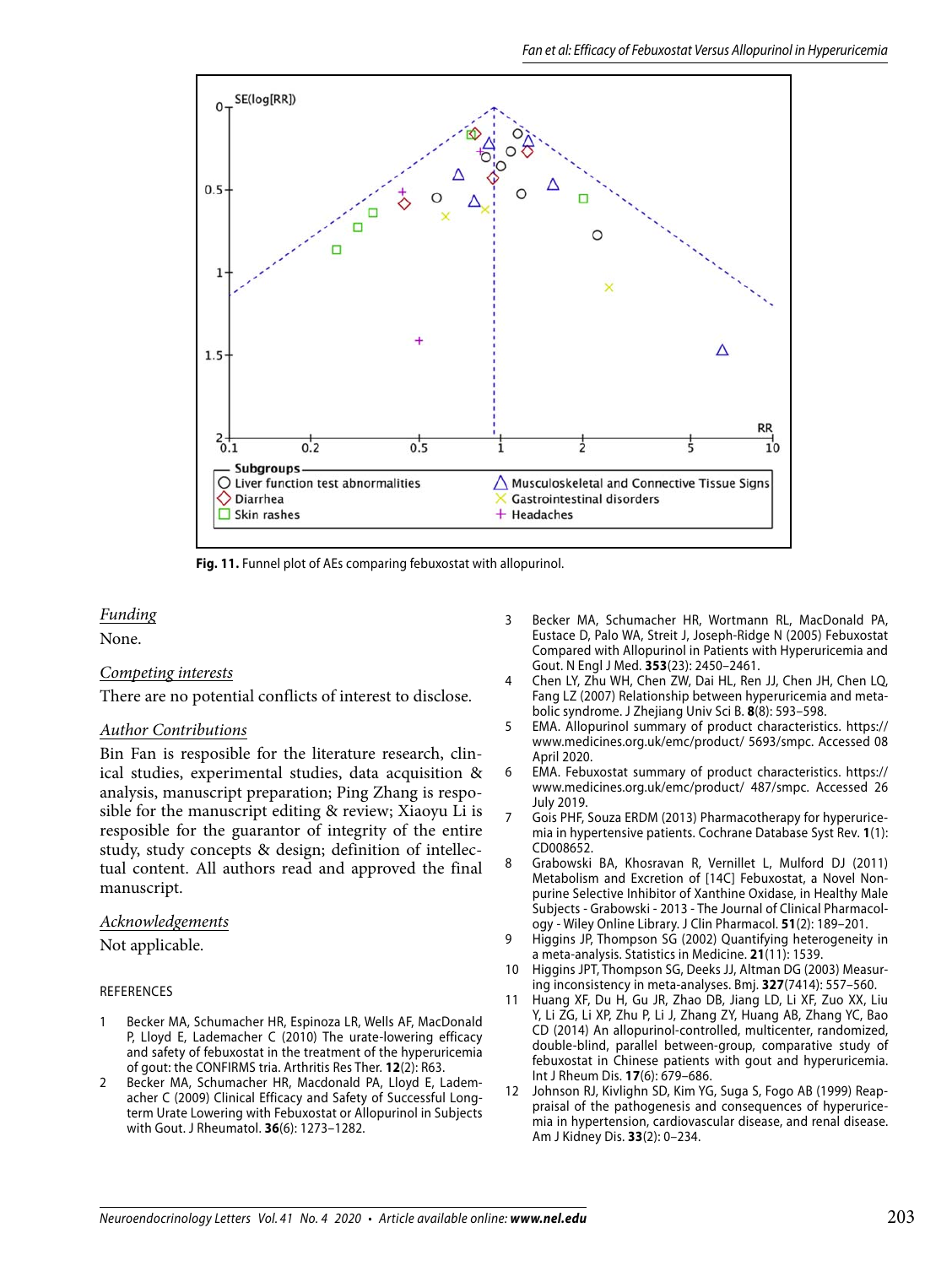Fig. 11. Funnel plot of AEs comparing febuxostat with allopurinol.

*Funding*

None.

*Competing interests*

There are no potential conflicts of interest to disclose.

*Author Contributions*

Bin Fan is resposible for the literature research, clinical studies, experimental studies, data acquisition & analysis, manuscript preparation; Ping Zhang is resposible for the manuscript editing & review; Xiaoyu Li is resposible for the guarantor of integrity of the entire study, study concepts & design; definition of intellectual content. All authors read and approved the final manuscript.

*Acknowledgements*

Not applicable.

REFERENCES

1. Becker MA, Schumacher HR, Espinoza LR, Wells AF, MacDonald P, Lloyd E, Lademacher C (2010) The urate-lowering efficacy and safety of febuxostat in the treatment of the hyperuricemia of gout: the CONFIRMS tria. Arthritis Res Ther. **12**(2): R63.
2. Becker MA, Schumacher HR, Macdonald PA, Lloyd E, Lademacher C (2009) Clinical Efficacy and Safety of Successful Long-term Urate Lowering with Febuxostat or Allopurinol in Subjects with Gout. J Rheumatol. **36**(6): 1273–1282.
3. Becker MA, Schumacher HR, Wortmann RL, MacDonald PA, Eustace D, Palo WA, Streit J, Joseph-Ridge N (2005) Febuxostat Compared with Allopurinol in Patients with Hyperuricemia and Gout. N Engl J Med. **353**(23): 2450–2461.
4. Chen LY, Zhu WH, Chen ZW, Dai HL, Ren JJ, Chen JH, Chen LQ, Fang LZ (2007) Relationship between hyperuricemia and metabolic syndrome. J Zhejiang Univ Sci B. **8**(8): 593–598.
5. EMA. Allopurinol summary of product characteristics. https://www.medicines.org.uk/emc/product/ 5693/smpc. Accessed 08 April 2020.
6. EMA. Febuxostat summary of product characteristics. https://www.medicines.org.uk/emc/product/ 487/smpc. Accessed 26 July 2019.
7. Gois PHF, Souza ERDM (2013) Pharmacotherapy for hyperuricemia in hypertensive patients. Cochrane Database Syst Rev. **1**(1): CD008652.
8. Grabowski BA, Khosravan R, Vernillet L, Mulford DJ (2011) Metabolism and Excretion of [14C] Febuxostat, a Novel Non-purine Selective Inhibitor of Xanthine Oxidase, in Healthy Male Subjects - Grabowski - 2013 - The Journal of Clinical Pharmacology - Wiley Online Library. J Clin Pharmacol. **51**(2): 189–201.
9. Higgins JP, Thompson SG (2002) Quantifying heterogeneity in a meta-analysis. Statistics in Medicine. **21**(11): 1539.
10. Higgins JPT, Thompson SG, Deeks JJ, Altman DG (2003) Measuring inconsistency in meta-analyses. Bmj. **327**(7414): 557–560.
11. Huang XF, Du H, Gu JR, Zhao DB, Jiang LD, Li XF, Zuo XX, Liu Y, Li ZG, Li XP, Zhu P, Li J, Zhang ZY, Huang AB, Zhang YC, Bao CD (2014) An allopurinol-controlled, multicenter, randomized, double-blind, parallel between-group, comparative study of febuxostat in Chinese patients with gout and hyperuricemia. Int J Rheum Dis. **17**(6): 679–686.
12. Johnson RJ, Kivlighn SD, Kim YG, Suga S, Fogo AB (1999) Reappraisal of the pathogenesis and consequences of hyperuricemia in hypertension, cardiovascular disease, and renal disease. Am J Kidney Dis. **33**(2): 0–234.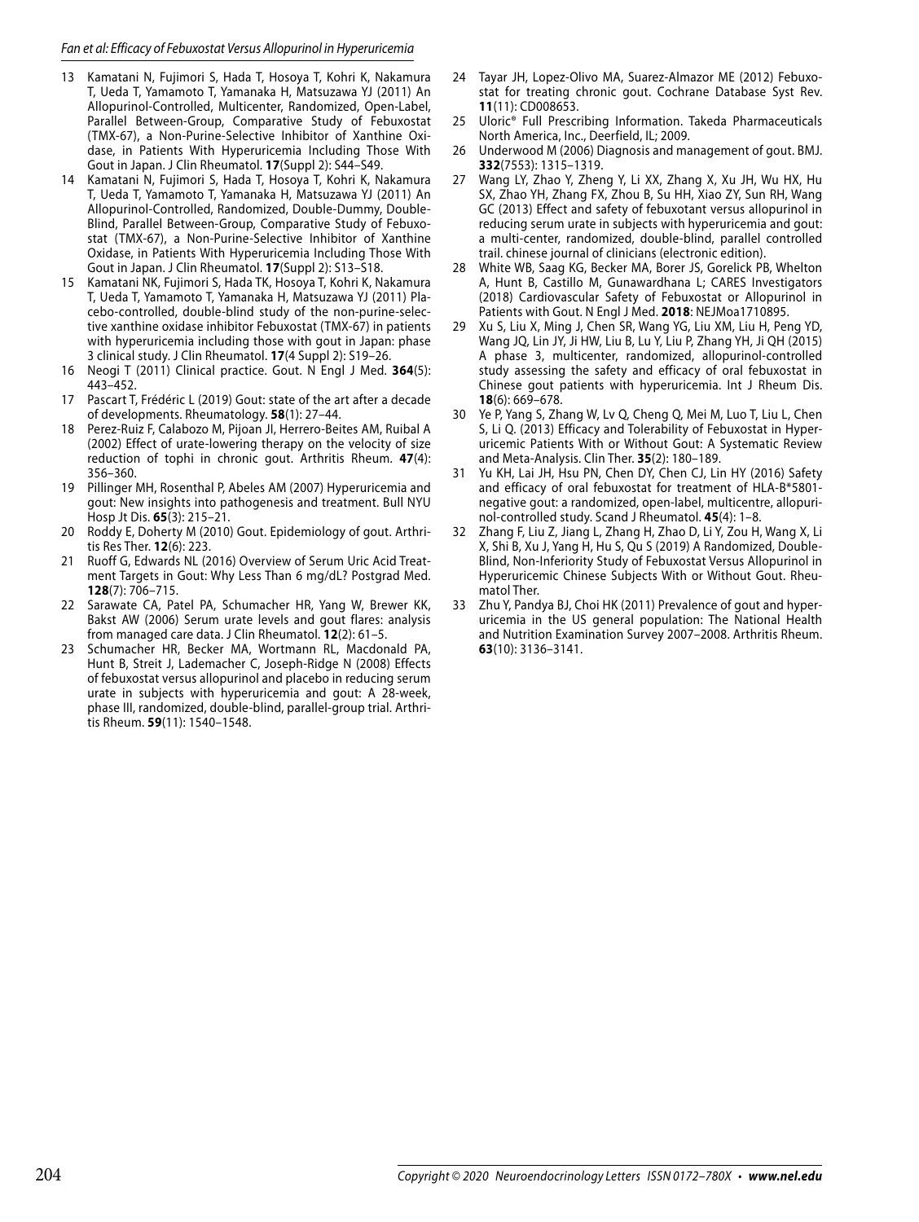13 Kamatani N, Fujimori S, Hada T, Hosoya T, Kohri K, Nakamura T, Ueda T, Yamamoto T, Yamanaka H, Matsuzawa YJ (2011) An Allopurinol-Controlled, Multicenter, Randomized, Open-Label, Parallel Between-Group, Comparative Study of Febuxostat (TMX-67), a Non-Purine-Selective Inhibitor of Xanthine Oxidase, in Patients With Hyperuricemia Including Those With Gout in Japan. J Clin Rheumatol. **17**(Suppl 2): S44–S49.

14 Kamatani N, Fujimori S, Hada T, Hosoya T, Kohri K, Nakamura T, Ueda T, Yamamoto T, Yamanaka H, Matsuzawa YJ (2011) An Allopurinol-Controlled, Randomized, Double-Dummy, Double-Blind, Parallel Between-Group, Comparative Study of Febuxostat (TMX-67), a Non-Purine-Selective Inhibitor of Xanthine Oxidase, in Patients With Hyperuricemia Including Those With Gout in Japan. J Clin Rheumatol. **17**(Suppl 2): S13–S18.

15 Kamatani NK, Fujimori S, Hada TK, Hosoya T, Kohri K, Nakamura T, Ueda T, Yamamoto T, Yamanaka H, Matsuzawa YJ (2011) Placebo-controlled, double-blind study of the non-purine-selective xanthine oxidase inhibitor Febuxostat (TMX-67) in patients with hyperuricemia including those with gout in Japan: phase 3 clinical study. J Clin Rheumatol. **17**(4 Suppl 2): S19–26.

16 Neogi T (2011) Clinical practice. Gout. N Engl J Med. **364**(5): 443–452.

17 Pascart T, Frédéric L (2019) Gout: state of the art after a decade of developments. Rheumatology. **58**(1): 27–44.

18 Perez-Ruiz F, Calabozo M, Pijoan JI, Herrero-Beites AM, Ruibal A (2002) Effect of urate-lowering therapy on the velocity of size reduction of tophi in chronic gout. Arthritis Rheum. **47**(4): 356–360.

19 Pillinger MH, Rosenthal P, Abeles AM (2007) Hyperuricemia and gout: New insights into pathogenesis and treatment. Bull NYU Hosp Jt Dis. **65**(3): 215–21.

20 Roddy E, Doherty M (2010) Gout. Epidemiology of gout. Arthritis Res Ther. **12**(6): 223.

21 Ruoff G, Edwards NL (2016) Overview of Serum Uric Acid Treatment Targets in Gout: Why Less Than 6 mg/dL? Postgrad Med. **128**(7): 706–715.

22 Sarawate CA, Patel PA, Schumacher HR, Yang W, Brewer KK, Bakst AW (2006) Serum urate levels and gout flares: analysis from managed care data. J Clin Rheumatol. **12**(2): 61–5.

23 Schumacher HR, Becker MA, Wortmann RL, Macdonald PA, Hunt B, Streit J, Lademacher C, Joseph-Ridge N (2008) Effects of febuxostat versus allopurinol and placebo in reducing serum urate in subjects with hyperuricemia and gout: A 28-week, phase III, randomized, double-blind, parallel-group trial. Arthritis Rheum. **59**(11): 1540–1548.

24 Tayar JH, Lopez-Olivo MA, Suarez-Almazor ME (2012) Febuxostat for treating chronic gout. Cochrane Database Syst Rev. **11**(11): CD008653.

25 Uloric® Full Prescribing Information. Takeda Pharmaceuticals North America, Inc., Deerfield, IL; 2009.

26 Underwood M (2006) Diagnosis and management of gout. BMJ. **332**(7553): 1315–1319.

27 Wang LY, Zhao Y, Zheng Y, Li XX, Zhang X, Xu JH, Wu HX, Hu SX, Zhao YH, Zhang FX, Zhou B, Su HH, Xiao ZY, Sun RH, Wang GC (2013) Effect and safety of febuxotant versus allopurinol in reducing serum urate in subjects with hyperuricemia and gout: a multi-center, randomized, double-blind, parallel controlled trail. chinese journal of clinicians (electronic edition).

28 White WB, Saag KG, Becker MA, Borer JS, Gorelick PB, Whelton A, Hunt B, Castillo M, Gunawardhana L; CARES Investigators (2018) Cardiovascular Safety of Febuxostat or Allopurinol in Patients with Gout. N Engl J Med. **2018**: NEJMoa1710895.

29 Xu S, Liu X, Ming J, Chen SR, Wang YG, Liu XM, Liu H, Peng YD, Wang JQ, Lin JY, Ji HW, Liu B, Lu Y, Liu P, Zhang YH, Ji QH (2015) A phase 3, multicenter, randomized, allopurinol-controlled study assessing the safety and efficacy of oral febuxostat in Chinese gout patients with hyperuricemia. Int J Rheum Dis. **18**(6): 669–678.

30 Ye P, Yang S, Zhang W, Lv Q, Cheng Q, Mei M, Luo T, Liu L, Chen S, Li Q. (2013) Efficacy and Tolerability of Febuxostat in Hyperuricemic Patients With or Without Gout: A Systematic Review and Meta-Analysis. Clin Ther. **35**(2): 180–189.

31 Yu KH, Lai JH, Hsu PN, Chen DY, Chen CJ, Lin HY (2016) Safety and efficacy of oral febuxostat for treatment of HLA-B*5801-negative gout: a randomized, open-label, multicentre, allopurinol-controlled study. Scand J Rheumatol. **45**(4): 1–8.

32 Zhang F, Liu Z, Jiang L, Zhang H, Zhao D, Li Y, Zou H, Wang X, Li X, Shi B, Xu J, Yang H, Hu S, Qu S (2019) A Randomized, Double-Blind, Non-Inferiority Study of Febuxostat Versus Allopurinol in Hyperuricemic Chinese Subjects With or Without Gout. Rheumatol Ther.

33 Zhu Y, Pandya BJ, Choi HK (2011) Prevalence of gout and hyperuricemia in the US general population: The National Health and Nutrition Examination Survey 2007–2008. Arthritis Rheum. **63**(10): 3136–3141.